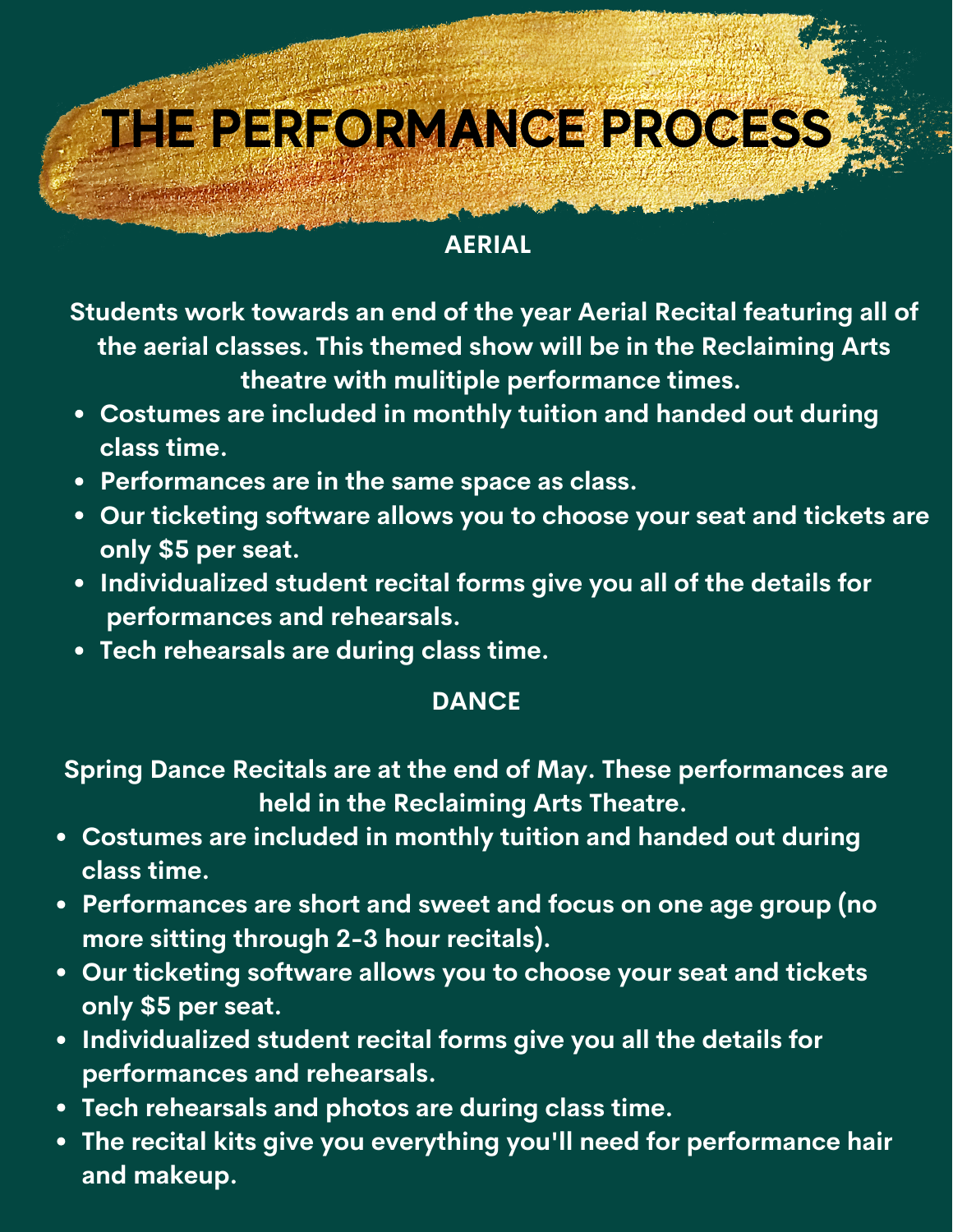# THE PERFORMANCE PROCESS

## AERIAL

Students work towards an end of the year Aerial Recital featuring all of the aerial classes. This themed show will be in the Reclaiming Arts theatre with mulitiple performance times.

- Costumes are included in monthly tuition and handed out during class time.
- Performances are in the same space as class.
- Our ticketing software allows you to choose your seat and tickets are only $5 per seat.
- Individualized student recital forms give you all of the details for performances and rehearsals.
- Tech rehearsals are during class time.

## DANCE

Spring Dance Recitals are at the end of May. These performances are held in the Reclaiming Arts Theatre.

- Costumes are included in monthly tuition and handed out during class time.
- Performances are short and sweet and focus on one age group (no more sitting through 2-3 hour recitals).
- Our ticketing software allows you to choose your seat and tickets only $5 per seat.
- Individualized student recital forms give you all the details for performances and rehearsals.
- Tech rehearsals and photos are during class time.
- The recital kits give you everything you'll need for performance hair and makeup.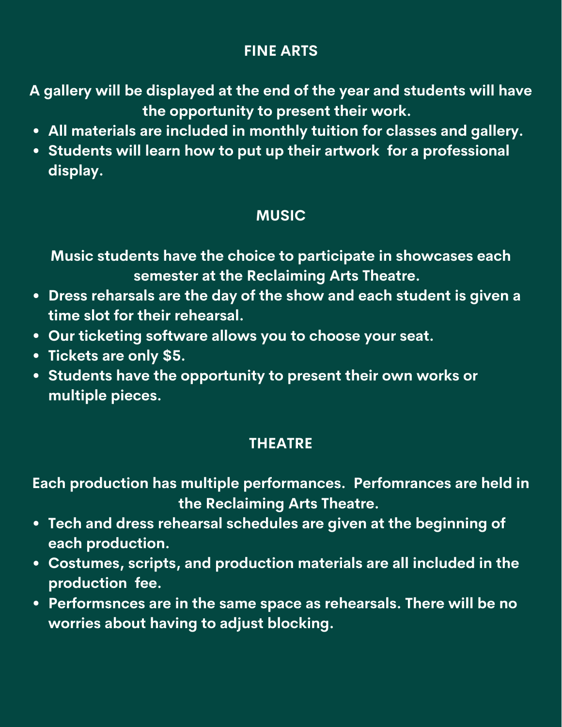## FINE ARTS

A gallery will be displayed at the end of the year and students will have the opportunity to present their work.

- All materials are included in monthly tuition for classes and gallery.
- Students will learn how to put up their artwork  for a professional display.

## MUSIC

Music students have the choice to participate in showcases each semester at the Reclaiming Arts Theatre.

- Dress reharsals are the day of the show and each student is given a time slot for their rehearsal.
- Our ticketing software allows you to choose your seat.
- Tickets are only $5.
- Students have the opportunity to present their own works or multiple pieces.

## THEATRE

Each production has multiple performances.  Perfomrances are held in the Reclaiming Arts Theatre.

- Tech and dress rehearsal schedules are given at the beginning of each production.
- Costumes, scripts, and production materials are all included in the production  fee.
- Performsnces are in the same space as rehearsals. There will be no worries about having to adjust blocking.